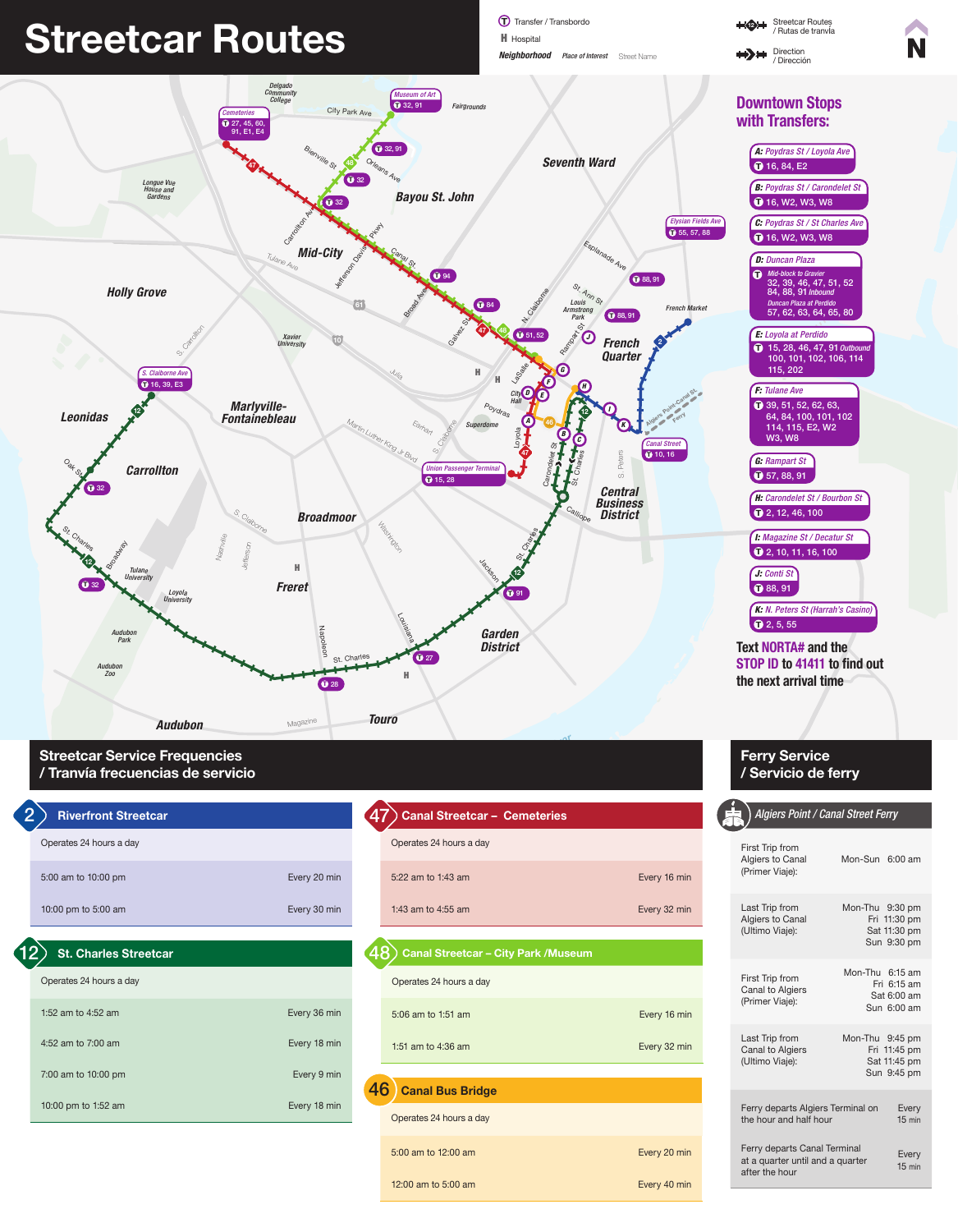# Streetcar Routes

Transfer / Transbordo
Hospital
Neighborhood · Place of Interest · Street Name
Streetcar Routes / Rutas de tranvía
Direction / Dirección

## Downtown Stops with Transfers:

- **A:** Poydras St / Loyola Ave — 16, 84, E2
- **B:** Poydras St / Carondelet St — 16, W2, W3, W8
- **C:** Poydras St / St Charles Ave — 16, W2, W3, W8
- **D:** Duncan Plaza — *Mid-block to Gravier* 32, 39, 46, 47, 51, 52, 84, 88, 91 *Inbound*; *Duncan Plaza at Perdido* 57, 62, 63, 64, 65, 80
- **E:** Loyola at Perdido — 15, 28, 46, 47, 91 *Outbound* 100, 101, 102, 106, 114, 115, 202
- **F:** Tulane Ave — 39, 51, 52, 62, 63, 64, 84, 100, 101, 102, 114, 115, E2, W2, W3, W8
- **G:** Rampart St — 57, 88, 91
- **H:** Carondelet St / Bourbon St — 2, 12, 46, 100
- **I:** Magazine St / Decatur St — 2, 10, 11, 16, 100
- **J:** Conti St — 88, 91
- **K:** N. Peters St (Harrah's Casino) — 2, 5, 55

Text **NORTA#** and the **STOP ID** to **41411** to find out the next arrival time

## Streetcar Service Frequencies / Tranvía frecuencias de servicio

### 2 Riverfront Streetcar

Operates 24 hours a day

| Time | Frequency |
|---|---|
| 5:00 am to 10:00 pm | Every 20 min |
| 10:00 pm to 5:00 am | Every 30 min |

### 12 St. Charles Streetcar

Operates 24 hours a day

| Time | Frequency |
|---|---|
| 1:52 am to 4:52 am | Every 36 min |
| 4:52 am to 7:00 am | Every 18 min |
| 7:00 am to 10:00 pm | Every 9 min |
| 10:00 pm to 1:52 am | Every 18 min |

### 47 Canal Streetcar – Cemeteries

Operates 24 hours a day

| Time | Frequency |
|---|---|
| 5:22 am to 1:43 am | Every 16 min |
| 1:43 am to 4:55 am | Every 32 min |

### 48 Canal Streetcar – City Park /Museum

Operates 24 hours a day

| Time | Frequency |
|---|---|
| 5:06 am to 1:51 am | Every 16 min |
| 1:51 am to 4:36 am | Every 32 min |

### 46 Canal Bus Bridge

Operates 24 hours a day

| Time | Frequency |
|---|---|
| 5:00 am to 12:00 am | Every 20 min |
| 12:00 am to 5:00 am | Every 40 min |

## Ferry Service / Servicio de ferry

### Algiers Point / Canal Street Ferry

| | |
|---|---|
| First Trip from Algiers to Canal (Primer Viaje): | Mon-Sun 6:00 am |
| Last Trip from Algiers to Canal (Ultimo Viaje): | Mon-Thu 9:30 pm; Fri 11:30 pm; Sat 11:30 pm; Sun 9:30 pm |
| First Trip from Canal to Algiers (Primer Viaje): | Mon-Thu 6:15 am; Fri 6:15 am; Sat 6:00 am; Sun 6:00 am |
| Last Trip from Canal to Algiers (Ultimo Viaje): | Mon-Thu 9:45 pm; Fri 11:45 pm; Sat 11:45 pm; Sun 9:45 pm |
| Ferry departs Algiers Terminal on the hour and half hour | Every 15 min |
| Ferry departs Canal Terminal at a quarter until and a quarter after the hour | Every 15 min |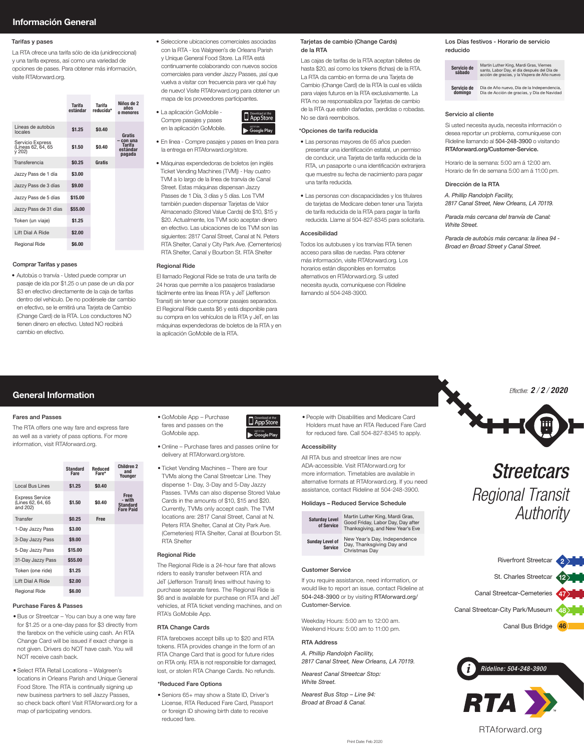## Información General

### Tarifas y pases

La RTA ofrece una tarifa sólo de ida (unidireccional) y una tarifa express, así como una variedad de opciones de pases. Para obtener más información, visite RTAforward.org.

| | Tarifa estándar | Tarifa reducida* | Niños de 2 años o menores |
|---|---|---|---|
| Líneas de autobús locales | $1.25 | $0.40 | Gratis – con una Tarifa estándar pagada |
| Servicio Express (Líneas 62, 64, 65 y 202) | $1.50 | $0.40 | |
| Transferencia | $0.25 | Gratis | |
| Jazzy Pass de 1 día | $3.00 | | |
| Jazzy Pass de 3 días | $9.00 | | |
| Jazzy Pass de 5 días | $15.00 | | |
| Jazzy Pass de 31 días | $55.00 | | |
| Token (un viaje) | $1.25 | | |
| Lift Dial A Ride | $2.00 | | |
| Regional Ride | $6.00 | | |

### Comprar Tarifas y pases

- Autobús o tranvía - Usted puede comprar un pasaje de ida por $1.25 o un pase de un día por $3 en efectivo directamente de la caja de tarifas dentro del vehículo. De no podérsele dar cambio en efectivo, se le emitirá una Tarjeta de Cambio (Change Card) de la RTA. Los conductores NO tienen dinero en efectivo. Usted NO recibirá cambio en efectivo.
- Seleccione ubicaciones comerciales asociadas con la RTA - los Walgreen's de Orleans Parish y Unique General Food Store. La RTA está continuamente colaborando con nuevos socios comerciales para vender Jazzy Passes, ¡así que vuelva a visitar con frecuencia para ver qué hay de nuevo! Visite RTAforward.org para obtener un mapa de los proveedores participantes.
- La aplicación GoMobile - Compre pasajes y pases en la aplicación GoMobile.
- En línea - Compre pasajes y pases en línea para la entrega en RTAforward.org/store.
- Máquinas expendedoras de boletos (en inglés Ticket Vending Machines (TVM)) - Hay cuatro TVM a lo largo de la línea de tranvía de Canal Street. Estas máquinas dispensan Jazzy Passes de 1 Día, 3 días y 5 días. Los TVM también pueden dispensar Tarjetas de Valor Almacenado (Stored Value Cards) de $10, $15 y $20. Actualmente, los TVM solo aceptan dinero en efectivo. Las ubicaciones de los TVM son las siguientes: 2817 Canal Street, Canal at N. Peters RTA Shelter, Canal y City Park Ave. (Cementerios) RTA Shelter, Canal y Bourbon St. RTA Shelter

### Regional Ride

El llamado Regional Ride se trata de una tarifa de 24 horas que permite a los pasajeros trasladarse fácilmente entre las líneas RTA y JeT (Jefferson Transit) sin tener que comprar pasajes separados. El Regional Ride cuesta $6 y está disponible para su compra en los vehículos de la RTA y JeT, en las máquinas expendedoras de boletos de la RTA y en la aplicación GoMobile de la RTA.

### Tarjetas de cambio (Change Cards) de la RTA

Las cajas de tarifas de la RTA aceptan billetes de hasta $20, así como los tokens (fichas) de la RTA. La RTA da cambio en forma de una Tarjeta de Cambio (Change Card) de la RTA la cual es válida para viajes futuros en la RTA exclusivamente. La RTA no se responsabiliza por Tarjetas de cambio de la RTA que estén dañadas, perdidas o robadas. No se dará reembolsos.

### *Opciones de tarifa reducida

- Las personas mayores de 65 años pueden presentar una identificación estatal, un permiso de conducir, una Tarjeta de tarifa reducida de la RTA, un pasaporte o una identificación extranjera que muestre su fecha de nacimiento para pagar una tarifa reducida.
- Las personas con discapacidades y los titulares de tarjetas de Medicare deben tener una Tarjeta de tarifa reducida de la RTA para pagar la tarifa reducida. Llame al 504-827-8345 para solicitarla.

### Accesibilidad

Todos los autobuses y los tranvías RTA tienen acceso para sillas de ruedas. Para obtener más información, visite RTAforward.org. Los horarios están disponibles en formatos alternativos en RTAforward.org. Si usted necesita ayuda, comuníquese con Rideline llamando al 504-248-3900.

### Los Días festivos - Horario de servicio reducido

| | |
|---|---|
| Servicio de sábado | Martin Luther King, Mardi Gras, Viernes santo, Labor Day, el día después del Día de acción de gracias, y la Víspera de Año nuevo |
| Servicio de domingo | Día de Año nuevo, Día de la Independencia, Día de Acción de gracias, y Día de Navidad |

### Servicio al cliente

Si usted necesita ayuda, necesita información o desea reportar un problema, comuníquese con Rideline llamando al 504-248-3900 o visitando **RTAforward.org/Customer-Service.**

Horario de la semana: 5:00 am á 12:00 am.
Horario de fin de semana 5:00 am á 11:00 pm.

### Dirección de la RTA

*A. Phillip Randolph Facility,*
*2817 Canal Street, New Orleans, LA 70119.*

*Parada más cercana del tranvía de Canal: White Street.*

*Parada de autobús más cercana: la línea 94 - Broad en Broad Street y Canal Street.*

## General Information

*Effective: 2 / 2 / 2020*

### Fares and Passes

The RTA offers one way fare and express fare as well as a variety of pass options. For more information, visit RTAforward.org.

| | Standard Fare | Reduced Fare* | Children 2 and Younger |
|---|---|---|---|
| Local Bus Lines | $1.25 | $0.40 | Free - with Standard Fare Paid |
| Express Service (Lines 62, 64, 65 and 202) | $1.50 | $0.40 | |
| Transfer | $0.25 | Free | |
| 1-Day Jazzy Pass | $3.00 | | |
| 3-Day Jazzy Pass | $9.00 | | |
| 5-Day Jazzy Pass | $15.00 | | |
| 31-Day Jazzy Pass | $55.00 | | |
| Token (one ride) | $1.25 | | |
| Lift Dial A Ride | $2.00 | | |
| Regional Ride | $6.00 | | |

### Purchase Fares & Passes

- Bus or Streetcar – You can buy a one way fare for $1.25 or a one-day pass for $3 directly from the farebox on the vehicle using cash. An RTA Change Card will be issued if exact change is not given. Drivers do NOT have cash. You will NOT receive cash back.
- Select RTA Retail Locations – Walgreen's locations in Orleans Parish and Unique General Food Store. The RTA is continually signing up new business partners to sell Jazzy Passes, so check back often! Visit RTAforward.org for a map of participating vendors.
- GoMobile App – Purchase fares and passes on the GoMobile app.
- Online – Purchase fares and passes online for delivery at RTAforward.org/store.
- Ticket Vending Machines – There are four TVMs along the Canal Streetcar Line. They dispense 1- Day, 3-Day and 5-Day Jazzy Passes. TVMs can also dispense Stored Value Cards in the amounts of $10, $15 and $20. Currently, TVMs only accept cash. The TVM locations are: 2817 Canal Street, Canal at N. Peters RTA Shelter, Canal at City Park Ave. (Cemeteries) RTA Shelter, Canal at Bourbon St. RTA Shelter

### Regional Ride

The Regional Ride is a 24-hour fare that allows riders to easily transfer between RTA and JeT (Jefferson Transit) lines without having to purchase separate fares. The Regional Ride is $6 and is available for purchase on RTA and JeT vehicles, at RTA ticket vending machines, and on RTA's GoMobile App.

### RTA Change Cards

RTA fareboxes accept bills up to $20 and RTA tokens. RTA provides change in the form of an RTA Change Card that is good for future rides on RTA only. RTA is not responsible for damaged, lost, or stolen RTA Change Cards. No refunds.

### *Reduced Fare Options

- Seniors 65+ may show a State ID, Driver's License, RTA Reduced Fare Card, Passport or foreign ID showing birth date to receive reduced fare.
- People with Disabilities and Medicare Card Holders must have an RTA Reduced Fare Card for reduced fare. Call 504-827-8345 to apply.

### Accessibility

All RTA bus and streetcar lines are now ADA-accessible. Visit RTAforward.org for more information. Timetables are available in alternative formats at RTAforward.org. If you need assistance, contact Rideline at 504-248-3900.

### Holidays – Reduced Service Schedule

| | |
|---|---|
| Saturday Level of Service | Martin Luther King, Mardi Gras, Good Friday, Labor Day, Day after Thanksgiving, and New Year's Eve |
| Sunday Level of Service | New Year's Day, Independence Day, Thanksgiving Day and Christmas Day |

### Customer Service

If you require assistance, need information, or would like to report an issue, contact Rideline at 504-248-3900 or by visiting RTAforward.org/Customer-Service.

Weekday Hours: 5:00 am to 12:00 am.
Weekend Hours: 5:00 am to 11:00 pm.

### RTA Address

*A. Phillip Randolph Facility,*
*2817 Canal Street, New Orleans, LA 70119.*

*Nearest Canal Streetcar Stop: White Street.*

*Nearest Bus Stop – Line 94: Broad at Broad & Canal.*

# Streetcars

*Regional Transit Authority*

- Riverfront Streetcar 2
- St. Charles Streetcar 12
- Canal Streetcar-Cemeteries 47
- Canal Streetcar-City Park/Museum 48
- Canal Bus Bridge 46

*Rideline: 504-248-3900*

RTA

RTAforward.org

Print Date: Feb 2020